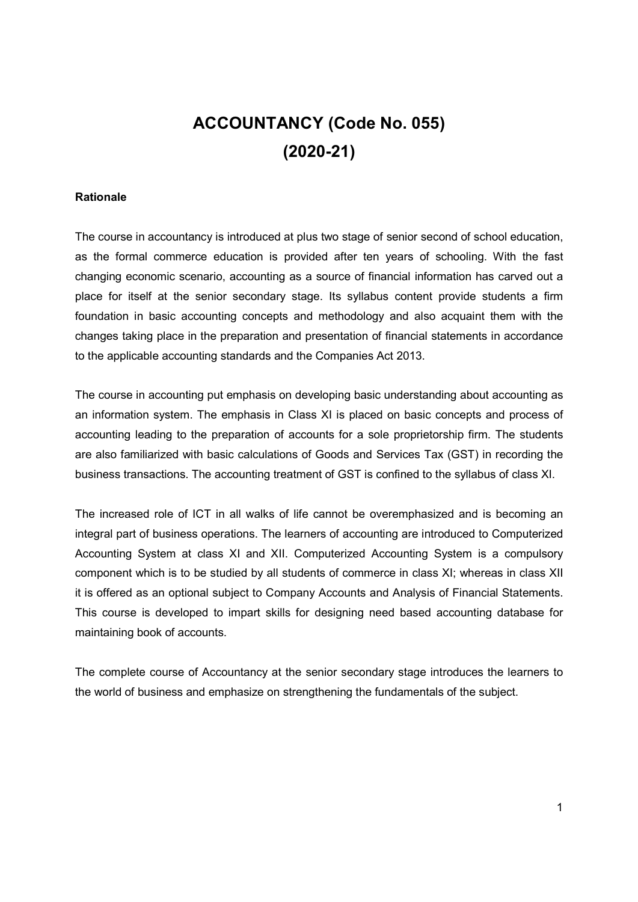# ACCOUNTANCY (Code No. 055)
# (2020-21)

**Rationale**

The course in accountancy is introduced at plus two stage of senior second of school education, as the formal commerce education is provided after ten years of schooling. With the fast changing economic scenario, accounting as a source of financial information has carved out a place for itself at the senior secondary stage. Its syllabus content provide students a firm foundation in basic accounting concepts and methodology and also acquaint them with the changes taking place in the preparation and presentation of financial statements in accordance to the applicable accounting standards and the Companies Act 2013.

The course in accounting put emphasis on developing basic understanding about accounting as an information system. The emphasis in Class XI is placed on basic concepts and process of accounting leading to the preparation of accounts for a sole proprietorship firm. The students are also familiarized with basic calculations of Goods and Services Tax (GST) in recording the business transactions. The accounting treatment of GST is confined to the syllabus of class XI.

The increased role of ICT in all walks of life cannot be overemphasized and is becoming an integral part of business operations. The learners of accounting are introduced to Computerized Accounting System at class XI and XII. Computerized Accounting System is a compulsory component which is to be studied by all students of commerce in class XI; whereas in class XII it is offered as an optional subject to Company Accounts and Analysis of Financial Statements. This course is developed to impart skills for designing need based accounting database for maintaining book of accounts.

The complete course of Accountancy at the senior secondary stage introduces the learners to the world of business and emphasize on strengthening the fundamentals of the subject.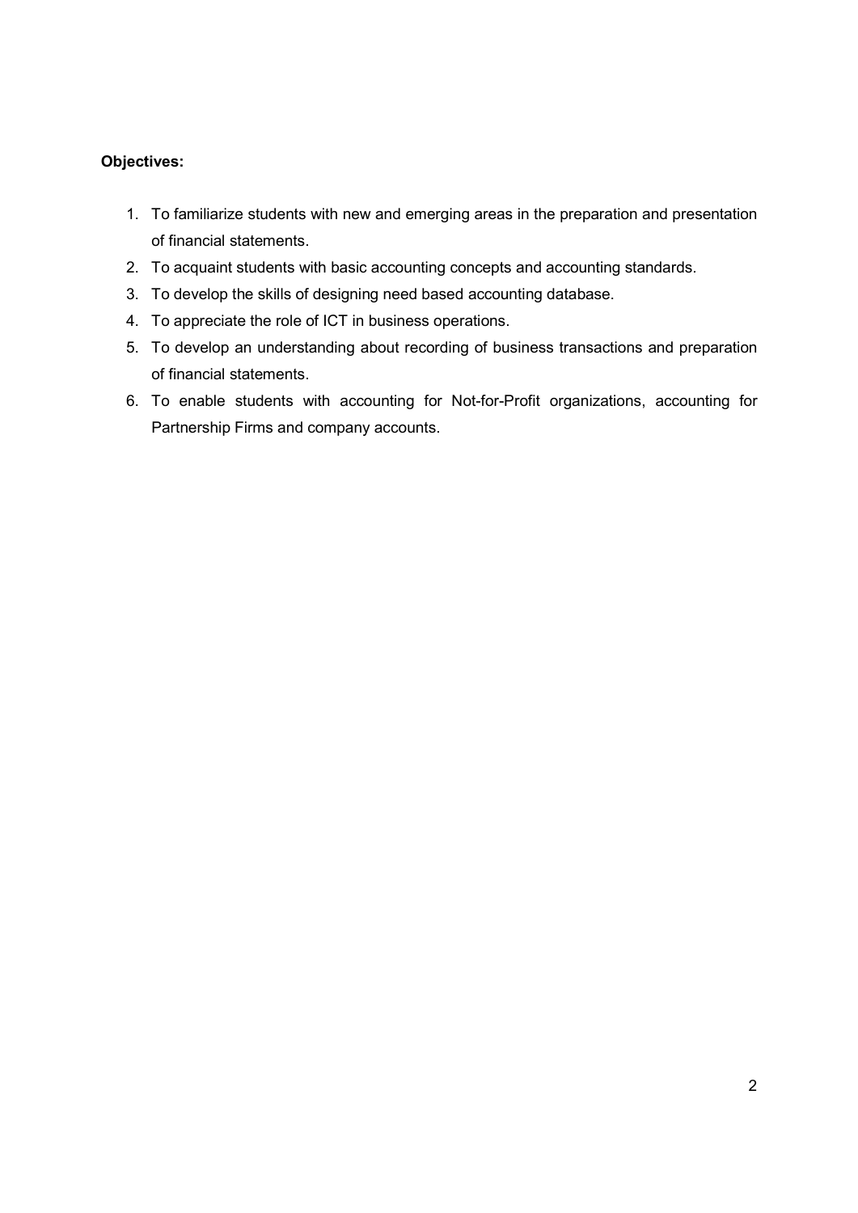**Objectives:**

1. To familiarize students with new and emerging areas in the preparation and presentation of financial statements.
2. To acquaint students with basic accounting concepts and accounting standards.
3. To develop the skills of designing need based accounting database.
4. To appreciate the role of ICT in business operations.
5. To develop an understanding about recording of business transactions and preparation of financial statements.
6. To enable students with accounting for Not-for-Profit organizations, accounting for Partnership Firms and company accounts.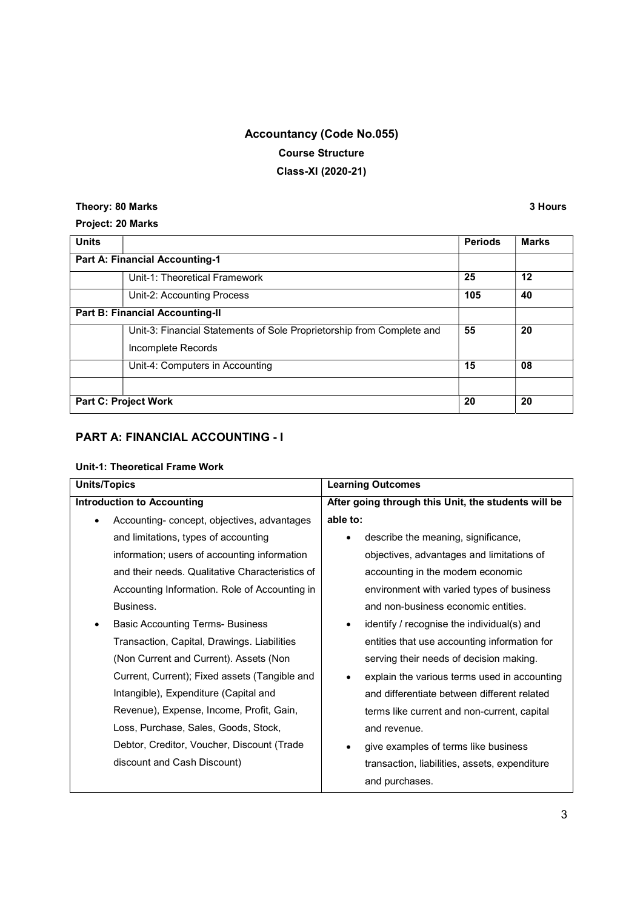## Accountancy (Code No.055)

### Course Structure

### Class-XI (2020-21)

**Theory: 80 Marks** **3 Hours**

**Project: 20 Marks**

| Units | | Periods | Marks |
|---|---|---|---|
| **Part A: Financial Accounting-1** | | | |
| | Unit-1: Theoretical Framework | 25 | 12 |
| | Unit-2: Accounting Process | 105 | 40 |
| **Part B: Financial Accounting-II** | | | |
| | Unit-3: Financial Statements of Sole Proprietorship from Complete and Incomplete Records | 55 | 20 |
| | Unit-4: Computers in Accounting | 15 | 08 |
| | | | |
| **Part C: Project Work** | | 20 | 20 |

## PART A: FINANCIAL ACCOUNTING - I

### Unit-1: Theoretical Frame Work

| Units/Topics | Learning Outcomes |
|---|---|
| **Introduction to Accounting**<br>• Accounting- concept, objectives, advantages and limitations, types of accounting information; users of accounting information and their needs. Qualitative Characteristics of Accounting Information. Role of Accounting in Business.<br>• Basic Accounting Terms- Business Transaction, Capital, Drawings. Liabilities (Non Current and Current). Assets (Non Current, Current); Fixed assets (Tangible and Intangible), Expenditure (Capital and Revenue), Expense, Income, Profit, Gain, Loss, Purchase, Sales, Goods, Stock, Debtor, Creditor, Voucher, Discount (Trade discount and Cash Discount) | **After going through this Unit, the students will be able to:**<br>• describe the meaning, significance, objectives, advantages and limitations of accounting in the modem economic environment with varied types of business and non-business economic entities.<br>• identify / recognise the individual(s) and entities that use accounting information for serving their needs of decision making.<br>• explain the various terms used in accounting and differentiate between different related terms like current and non-current, capital and revenue.<br>• give examples of terms like business transaction, liabilities, assets, expenditure and purchases. |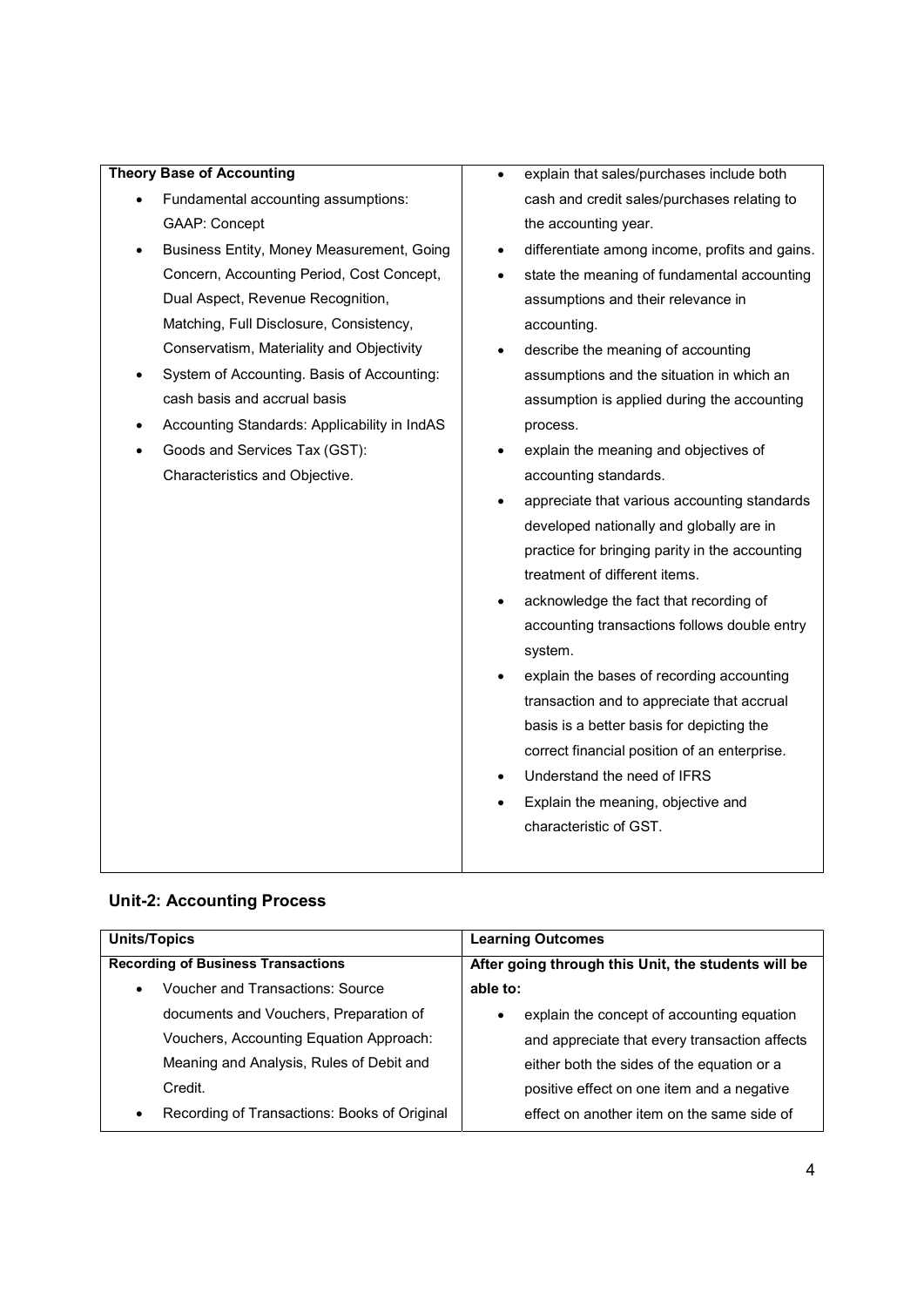| | |
|---|---|
| **Theory Base of Accounting**<br>• Fundamental accounting assumptions: GAAP: Concept<br>• Business Entity, Money Measurement, Going Concern, Accounting Period, Cost Concept, Dual Aspect, Revenue Recognition, Matching, Full Disclosure, Consistency, Conservatism, Materiality and Objectivity<br>• System of Accounting. Basis of Accounting: cash basis and accrual basis<br>• Accounting Standards: Applicability in IndAS<br>• Goods and Services Tax (GST): Characteristics and Objective. | • explain that sales/purchases include both cash and credit sales/purchases relating to the accounting year.<br>• differentiate among income, profits and gains.<br>• state the meaning of fundamental accounting assumptions and their relevance in accounting.<br>• describe the meaning of accounting assumptions and the situation in which an assumption is applied during the accounting process.<br>• explain the meaning and objectives of accounting standards.<br>• appreciate that various accounting standards developed nationally and globally are in practice for bringing parity in the accounting treatment of different items.<br>• acknowledge the fact that recording of accounting transactions follows double entry system.<br>• explain the bases of recording accounting transaction and to appreciate that accrual basis is a better basis for depicting the correct financial position of an enterprise.<br>• Understand the need of IFRS<br>• Explain the meaning, objective and characteristic of GST. |

## Unit-2: Accounting Process

| Units/Topics | Learning Outcomes |
|---|---|
| **Recording of Business Transactions**<br>• Voucher and Transactions: Source documents and Vouchers, Preparation of Vouchers, Accounting Equation Approach: Meaning and Analysis, Rules of Debit and Credit.<br>• Recording of Transactions: Books of Original | **After going through this Unit, the students will be able to:**<br>• explain the concept of accounting equation and appreciate that every transaction affects either both the sides of the equation or a positive effect on one item and a negative effect on another item on the same side of |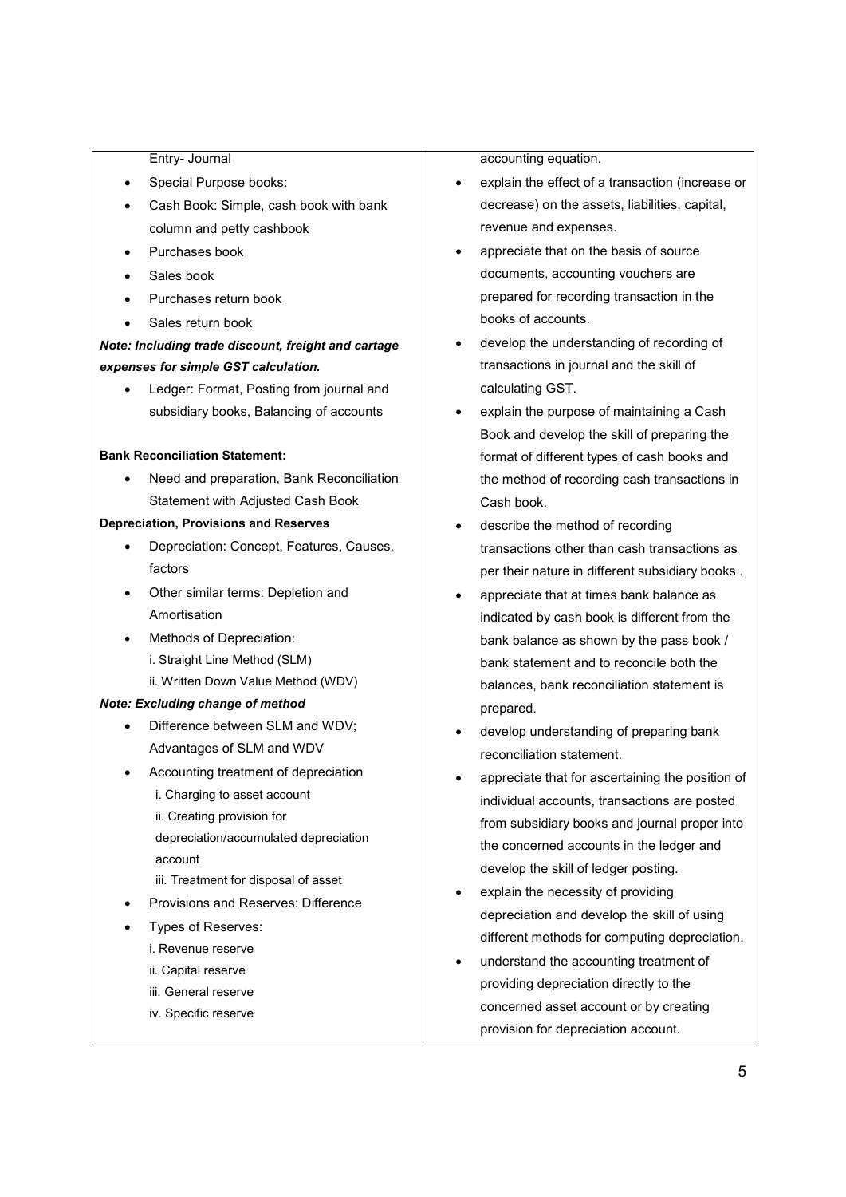| | |
|---|---|
| Entry- Journal<br>• Special Purpose books:<br>• Cash Book: Simple, cash book with bank column and petty cashbook<br>• Purchases book<br>• Sales book<br>• Purchases return book<br>• Sales return book<br>***Note: Including trade discount, freight and cartage expenses for simple GST calculation.***<br>• Ledger: Format, Posting from journal and subsidiary books, Balancing of accounts<br><br>**Bank Reconciliation Statement:**<br>• Need and preparation, Bank Reconciliation Statement with Adjusted Cash Book<br>**Depreciation, Provisions and Reserves**<br>• Depreciation: Concept, Features, Causes, factors<br>• Other similar terms: Depletion and Amortisation<br>• Methods of Depreciation:<br>i. Straight Line Method (SLM)<br>ii. Written Down Value Method (WDV)<br>***Note: Excluding change of method***<br>• Difference between SLM and WDV; Advantages of SLM and WDV<br>• Accounting treatment of depreciation<br>i. Charging to asset account<br>ii. Creating provision for depreciation/accumulated depreciation account<br>iii. Treatment for disposal of asset<br>• Provisions and Reserves: Difference<br>• Types of Reserves:<br>i. Revenue reserve<br>ii. Capital reserve<br>iii. General reserve<br>iv. Specific reserve | accounting equation.<br>• explain the effect of a transaction (increase or decrease) on the assets, liabilities, capital, revenue and expenses.<br>• appreciate that on the basis of source documents, accounting vouchers are prepared for recording transaction in the books of accounts.<br>• develop the understanding of recording of transactions in journal and the skill of calculating GST.<br>• explain the purpose of maintaining a Cash Book and develop the skill of preparing the format of different types of cash books and the method of recording cash transactions in Cash book.<br>• describe the method of recording transactions other than cash transactions as per their nature in different subsidiary books .<br>• appreciate that at times bank balance as indicated by cash book is different from the bank balance as shown by the pass book / bank statement and to reconcile both the balances, bank reconciliation statement is prepared.<br>• develop understanding of preparing bank reconciliation statement.<br>• appreciate that for ascertaining the position of individual accounts, transactions are posted from subsidiary books and journal proper into the concerned accounts in the ledger and develop the skill of ledger posting.<br>• explain the necessity of providing depreciation and develop the skill of using different methods for computing depreciation.<br>• understand the accounting treatment of providing depreciation directly to the concerned asset account or by creating provision for depreciation account. |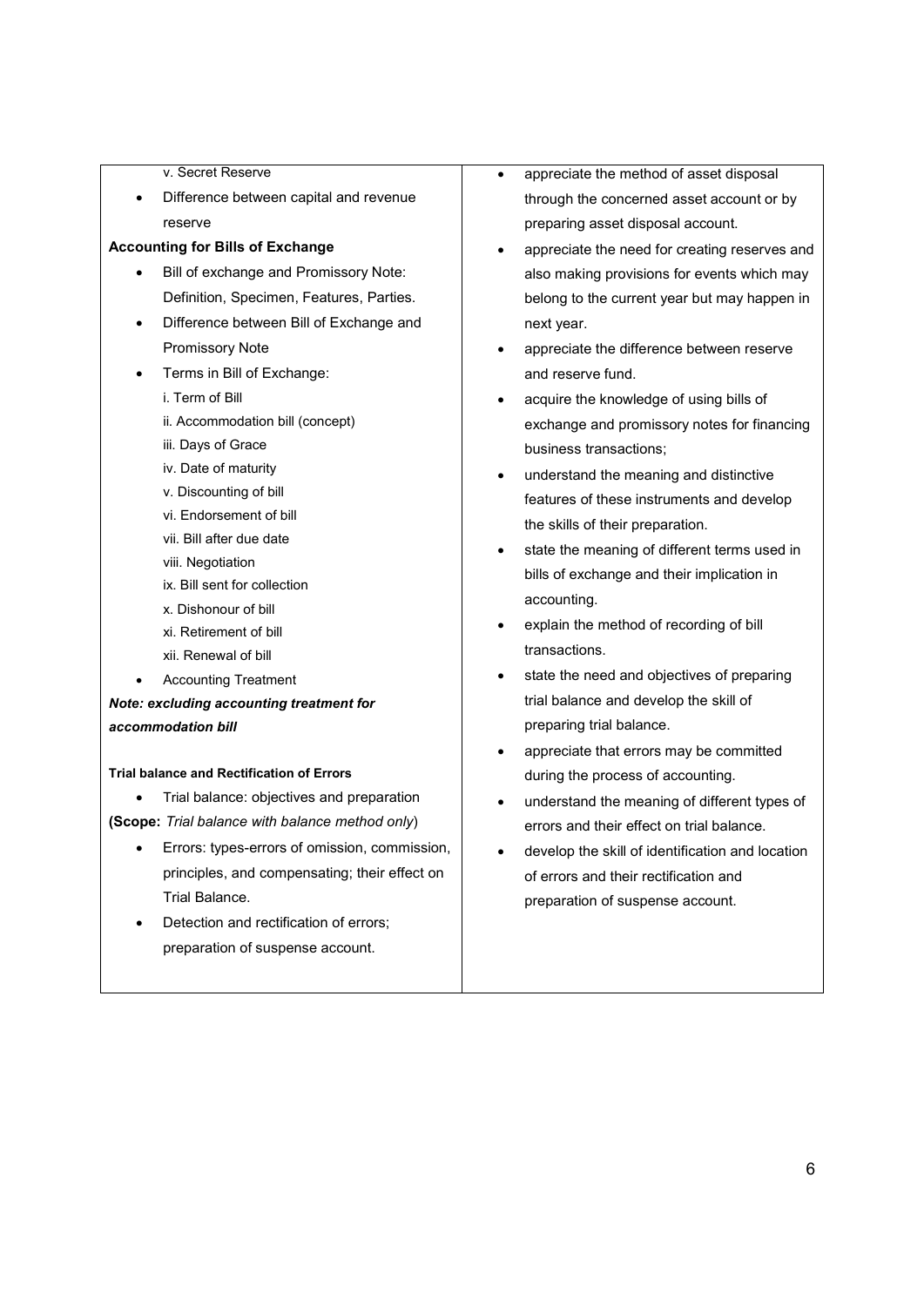| | |
|---|---|
| v. Secret Reserve<br>• Difference between capital and revenue reserve<br>**Accounting for Bills of Exchange**<br>• Bill of exchange and Promissory Note: Definition, Specimen, Features, Parties.<br>• Difference between Bill of Exchange and Promissory Note<br>• Terms in Bill of Exchange:<br>i. Term of Bill<br>ii. Accommodation bill (concept)<br>iii. Days of Grace<br>iv. Date of maturity<br>v. Discounting of bill<br>vi. Endorsement of bill<br>vii. Bill after due date<br>viii. Negotiation<br>ix. Bill sent for collection<br>x. Dishonour of bill<br>xi. Retirement of bill<br>xii. Renewal of bill<br>• Accounting Treatment<br>***Note: excluding accounting treatment for accommodation bill***<br><br>**Trial balance and Rectification of Errors**<br>• Trial balance: objectives and preparation<br>**(Scope:** *Trial balance with balance method only*)<br>• Errors: types-errors of omission, commission, principles, and compensating; their effect on Trial Balance.<br>• Detection and rectification of errors; preparation of suspense account. | • appreciate the method of asset disposal through the concerned asset account or by preparing asset disposal account.<br>• appreciate the need for creating reserves and also making provisions for events which may belong to the current year but may happen in next year.<br>• appreciate the difference between reserve and reserve fund.<br>• acquire the knowledge of using bills of exchange and promissory notes for financing business transactions;<br>• understand the meaning and distinctive features of these instruments and develop the skills of their preparation.<br>• state the meaning of different terms used in bills of exchange and their implication in accounting.<br>• explain the method of recording of bill transactions.<br>• state the need and objectives of preparing trial balance and develop the skill of preparing trial balance.<br>• appreciate that errors may be committed during the process of accounting.<br>• understand the meaning of different types of errors and their effect on trial balance.<br>• develop the skill of identification and location of errors and their rectification and preparation of suspense account. |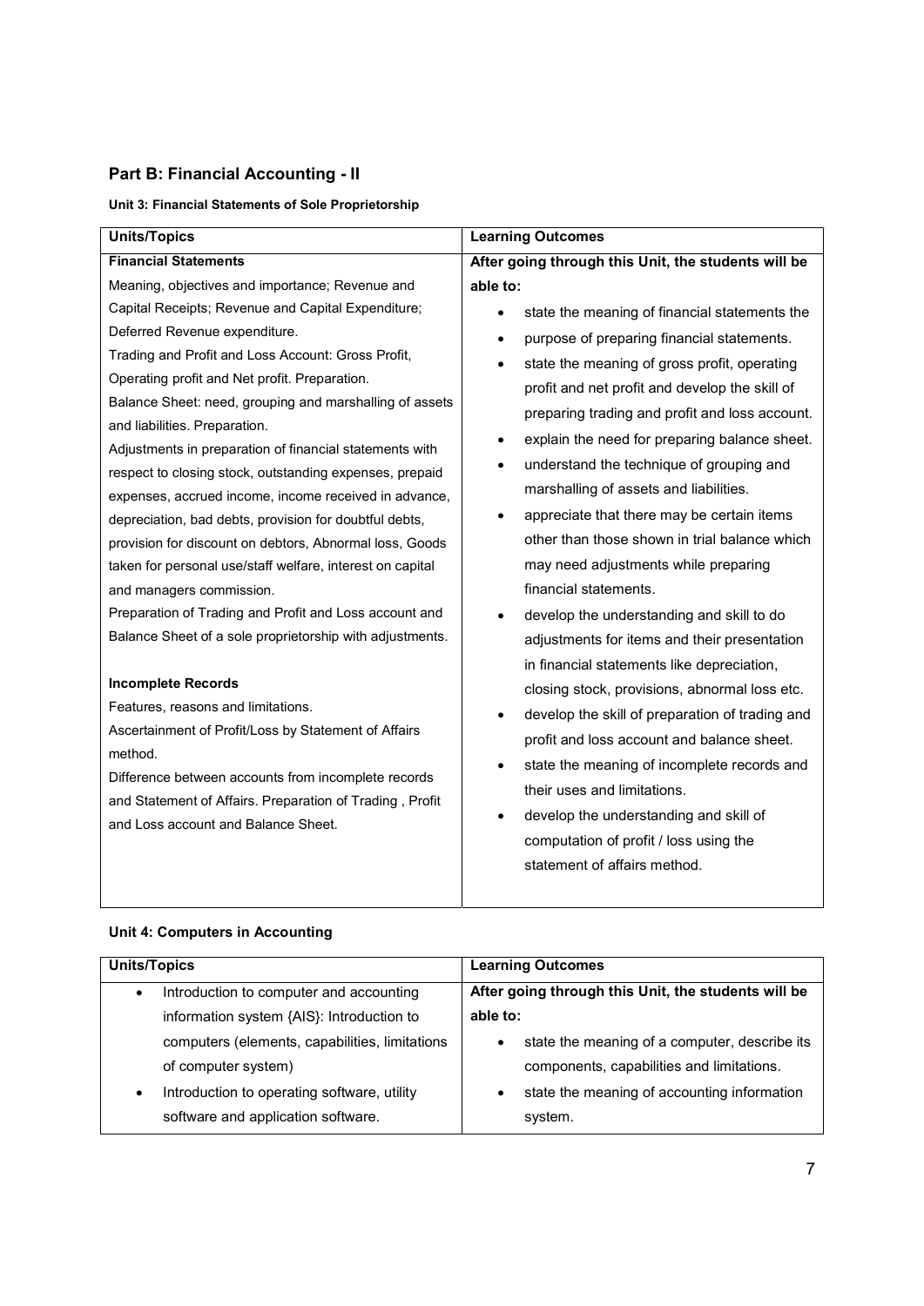## Part B: Financial Accounting - II

**Unit 3: Financial Statements of Sole Proprietorship**

| Units/Topics | Learning Outcomes |
|---|---|
| **Financial Statements**<br>Meaning, objectives and importance; Revenue and Capital Receipts; Revenue and Capital Expenditure; Deferred Revenue expenditure.<br>Trading and Profit and Loss Account: Gross Profit, Operating profit and Net profit. Preparation.<br>Balance Sheet: need, grouping and marshalling of assets and liabilities. Preparation.<br>Adjustments in preparation of financial statements with respect to closing stock, outstanding expenses, prepaid expenses, accrued income, income received in advance, depreciation, bad debts, provision for doubtful debts, provision for discount on debtors, Abnormal loss, Goods taken for personal use/staff welfare, interest on capital and managers commission.<br>Preparation of Trading and Profit and Loss account and Balance Sheet of a sole proprietorship with adjustments.<br><br>**Incomplete Records**<br>Features, reasons and limitations.<br>Ascertainment of Profit/Loss by Statement of Affairs method.<br>Difference between accounts from incomplete records and Statement of Affairs. Preparation of Trading , Profit and Loss account and Balance Sheet. | **After going through this Unit, the students will be able to:**<br>• state the meaning of financial statements the<br>• purpose of preparing financial statements.<br>• state the meaning of gross profit, operating profit and net profit and develop the skill of preparing trading and profit and loss account.<br>• explain the need for preparing balance sheet.<br>• understand the technique of grouping and marshalling of assets and liabilities.<br>• appreciate that there may be certain items other than those shown in trial balance which may need adjustments while preparing financial statements.<br>• develop the understanding and skill to do adjustments for items and their presentation in financial statements like depreciation, closing stock, provisions, abnormal loss etc.<br>• develop the skill of preparation of trading and profit and loss account and balance sheet.<br>• state the meaning of incomplete records and their uses and limitations.<br>• develop the understanding and skill of computation of profit / loss using the statement of affairs method. |

**Unit 4: Computers in Accounting**

| Units/Topics | Learning Outcomes |
|---|---|
| • Introduction to computer and accounting information system {AIS}: Introduction to computers (elements, capabilities, limitations of computer system)<br>• Introduction to operating software, utility software and application software. | **After going through this Unit, the students will be able to:**<br>• state the meaning of a computer, describe its components, capabilities and limitations.<br>• state the meaning of accounting information system. |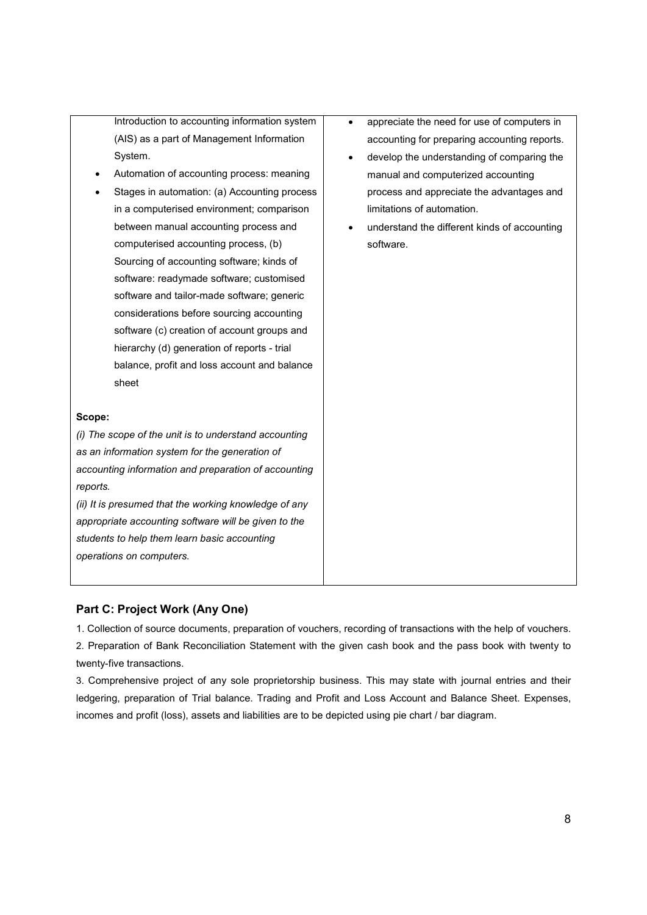| | |
|---|---|
| Introduction to accounting information system (AIS) as a part of Management Information System.<br>• Automation of accounting process: meaning<br>• Stages in automation: (a) Accounting process in a computerised environment; comparison between manual accounting process and computerised accounting process, (b) Sourcing of accounting software; kinds of software: readymade software; customised software and tailor-made software; generic considerations before sourcing accounting software (c) creation of account groups and hierarchy (d) generation of reports - trial balance, profit and loss account and balance sheet<br><br>**Scope:**<br>*(i) The scope of the unit is to understand accounting as an information system for the generation of accounting information and preparation of accounting reports.*<br>*(ii) It is presumed that the working knowledge of any appropriate accounting software will be given to the students to help them learn basic accounting operations on computers.* | • appreciate the need for use of computers in accounting for preparing accounting reports.<br>• develop the understanding of comparing the manual and computerized accounting process and appreciate the advantages and limitations of automation.<br>• understand the different kinds of accounting software. |

### Part C: Project Work (Any One)

1. Collection of source documents, preparation of vouchers, recording of transactions with the help of vouchers.
2. Preparation of Bank Reconciliation Statement with the given cash book and the pass book with twenty to twenty-five transactions.
3. Comprehensive project of any sole proprietorship business. This may state with journal entries and their ledgering, preparation of Trial balance. Trading and Profit and Loss Account and Balance Sheet. Expenses, incomes and profit (loss), assets and liabilities are to be depicted using pie chart / bar diagram.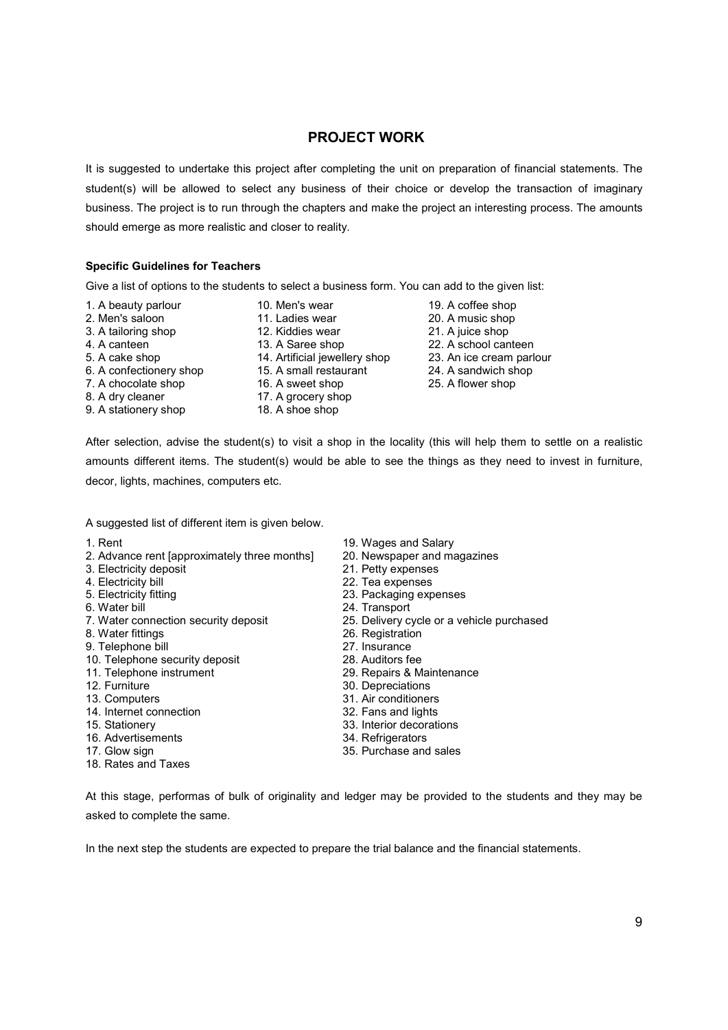## PROJECT WORK

It is suggested to undertake this project after completing the unit on preparation of financial statements. The student(s) will be allowed to select any business of their choice or develop the transaction of imaginary business. The project is to run through the chapters and make the project an interesting process. The amounts should emerge as more realistic and closer to reality.

**Specific Guidelines for Teachers**

Give a list of options to the students to select a business form. You can add to the given list:

1. A beauty parlour
2. Men's saloon
3. A tailoring shop
4. A canteen
5. A cake shop
6. A confectionery shop
7. A chocolate shop
8. A dry cleaner
9. A stationery shop
10. Men's wear
11. Ladies wear
12. Kiddies wear
13. A Saree shop
14. Artificial jewellery shop
15. A small restaurant
16. A sweet shop
17. A grocery shop
18. A shoe shop
19. A coffee shop
20. A music shop
21. A juice shop
22. A school canteen
23. An ice cream parlour
24. A sandwich shop
25. A flower shop

After selection, advise the student(s) to visit a shop in the locality (this will help them to settle on a realistic amounts different items. The student(s) would be able to see the things as they need to invest in furniture, decor, lights, machines, computers etc.

A suggested list of different item is given below.

1. Rent
2. Advance rent [approximately three months]
3. Electricity deposit
4. Electricity bill
5. Electricity fitting
6. Water bill
7. Water connection security deposit
8. Water fittings
9. Telephone bill
10. Telephone security deposit
11. Telephone instrument
12. Furniture
13. Computers
14. Internet connection
15. Stationery
16. Advertisements
17. Glow sign
18. Rates and Taxes
19. Wages and Salary
20. Newspaper and magazines
21. Petty expenses
22. Tea expenses
23. Packaging expenses
24. Transport
25. Delivery cycle or a vehicle purchased
26. Registration
27. Insurance
28. Auditors fee
29. Repairs & Maintenance
30. Depreciations
31. Air conditioners
32. Fans and lights
33. Interior decorations
34. Refrigerators
35. Purchase and sales

At this stage, performas of bulk of originality and ledger may be provided to the students and they may be asked to complete the same.

In the next step the students are expected to prepare the trial balance and the financial statements.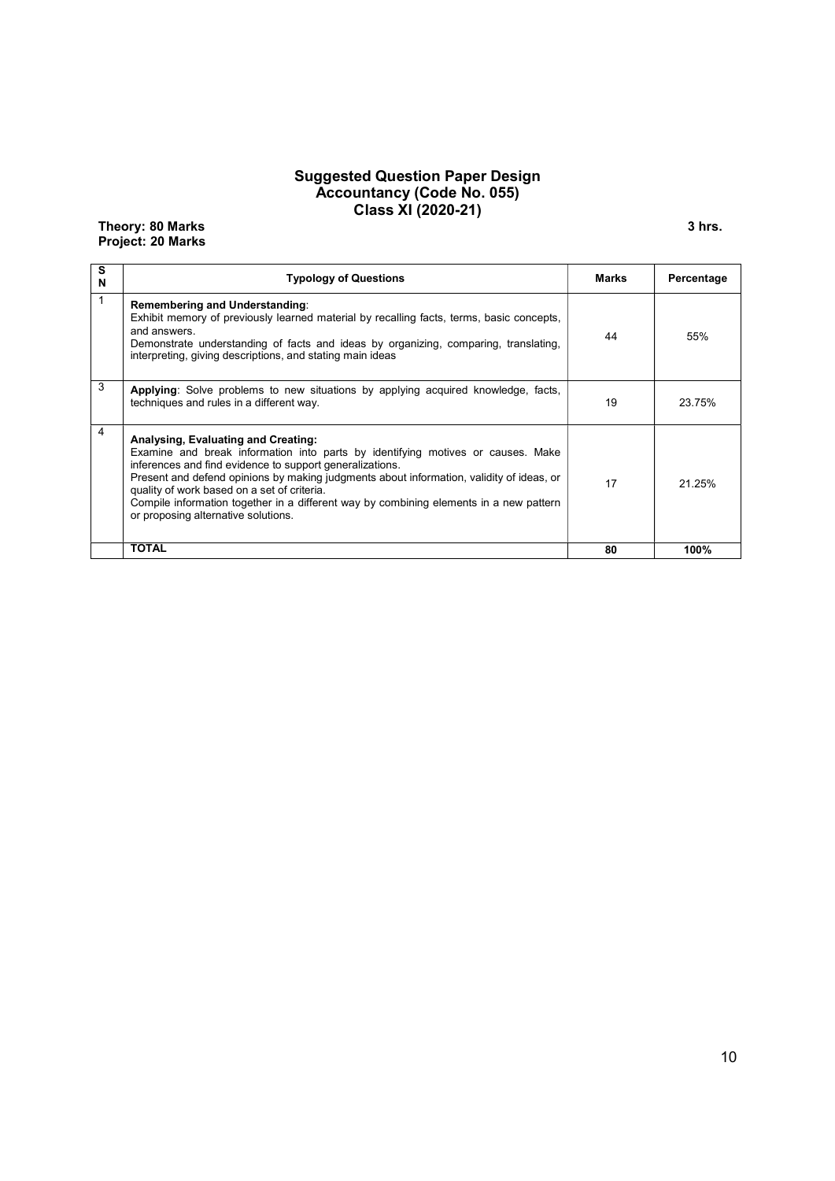## Suggested Question Paper Design
## Accountancy (Code No. 055)
## Class XI (2020-21)

**Theory: 80 Marks** **3 hrs.**
**Project: 20 Marks**

| SN | Typology of Questions | Marks | Percentage |
|---|---|---|---|
| 1 | **Remembering and Understanding**: Exhibit memory of previously learned material by recalling facts, terms, basic concepts, and answers. Demonstrate understanding of facts and ideas by organizing, comparing, translating, interpreting, giving descriptions, and stating main ideas | 44 | 55% |
| 3 | **Applying**: Solve problems to new situations by applying acquired knowledge, facts, techniques and rules in a different way. | 19 | 23.75% |
| 4 | **Analysing, Evaluating and Creating:** Examine and break information into parts by identifying motives or causes. Make inferences and find evidence to support generalizations. Present and defend opinions by making judgments about information, validity of ideas, or quality of work based on a set of criteria. Compile information together in a different way by combining elements in a new pattern or proposing alternative solutions. | 17 | 21.25% |
| | **TOTAL** | **80** | **100%** |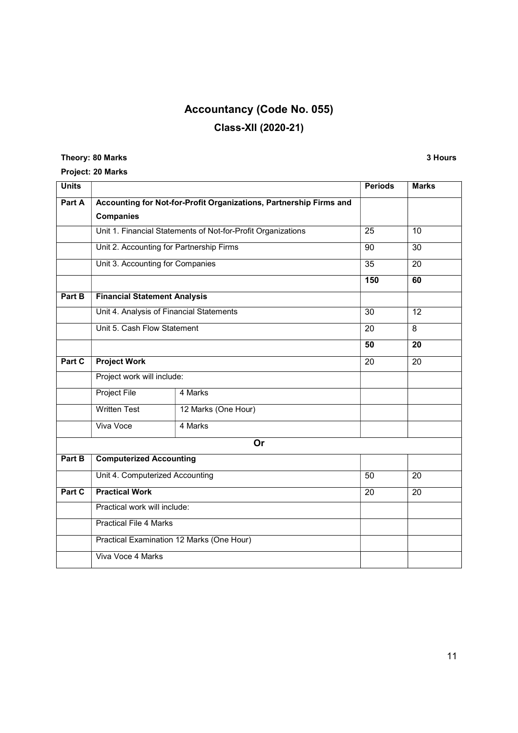# Accountancy (Code No. 055)

## Class-XII (2020-21)

**Theory: 80 Marks** **3 Hours**

**Project: 20 Marks**

| Units | | | Periods | Marks |
|---|---|---|---|---|
| **Part A** | **Accounting for Not-for-Profit Organizations, Partnership Firms and Companies** | | | |
| | Unit 1. Financial Statements of Not-for-Profit Organizations | | 25 | 10 |
| | Unit 2. Accounting for Partnership Firms | | 90 | 30 |
| | Unit 3. Accounting for Companies | | 35 | 20 |
| | | | **150** | **60** |
| **Part B** | **Financial Statement Analysis** | | | |
| | Unit 4. Analysis of Financial Statements | | 30 | 12 |
| | Unit 5. Cash Flow Statement | | 20 | 8 |
| | | | **50** | **20** |
| **Part C** | **Project Work** | | 20 | 20 |
| | Project work will include: | | | |
| | Project File | 4 Marks | | |
| | Written Test | 12 Marks (One Hour) | | |
| | Viva Voce | 4 Marks | | |
| | | **Or** | | |
| **Part B** | **Computerized Accounting** | | | |
| | Unit 4. Computerized Accounting | | 50 | 20 |
| **Part C** | **Practical Work** | | 20 | 20 |
| | Practical work will include: | | | |
| | Practical File 4 Marks | | | |
| | Practical Examination 12 Marks (One Hour) | | | |
| | Viva Voce 4 Marks | | | |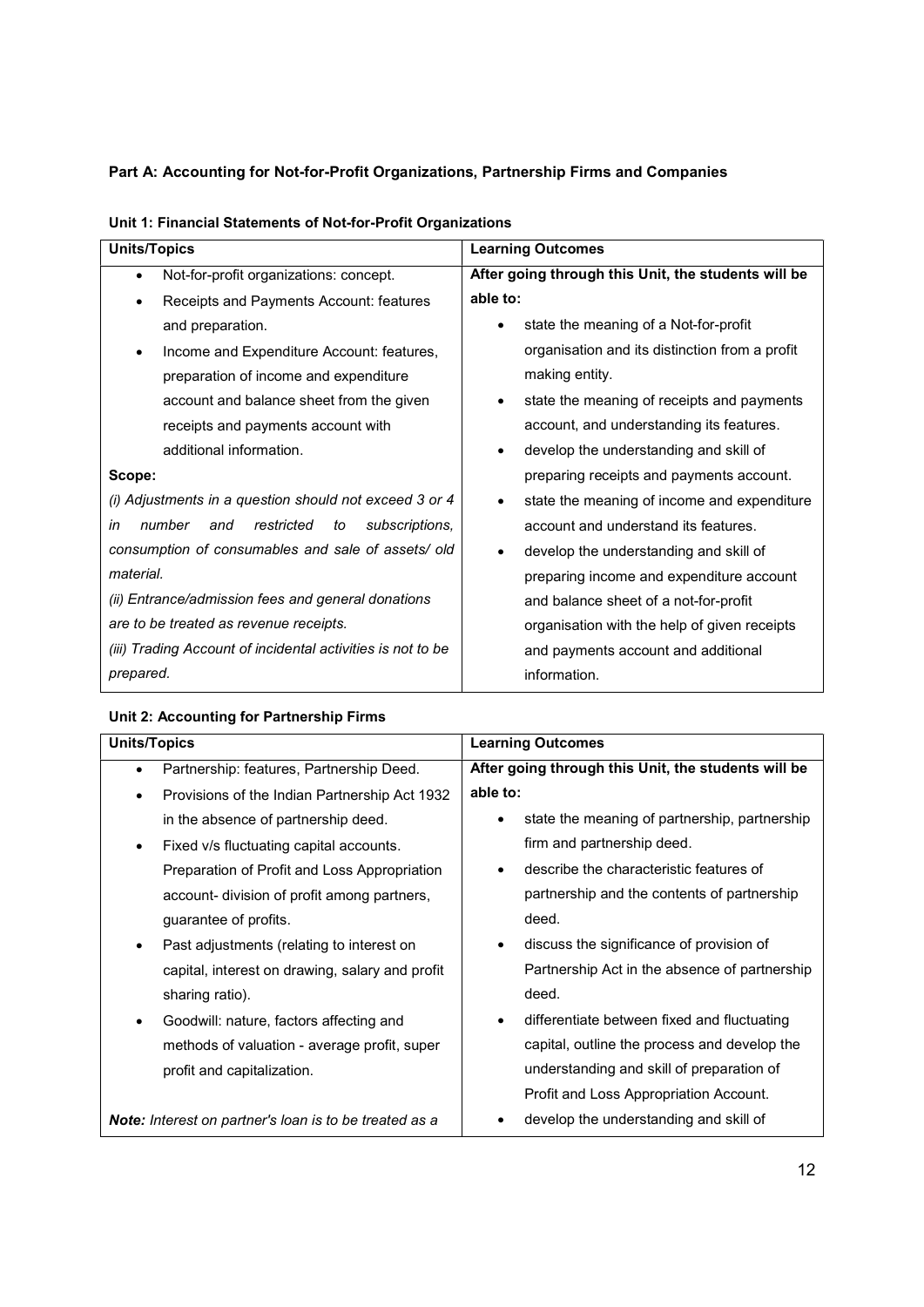**Part A: Accounting for Not-for-Profit Organizations, Partnership Firms and Companies**

**Unit 1: Financial Statements of Not-for-Profit Organizations**

| Units/Topics | Learning Outcomes |
|---|---|
| • Not-for-profit organizations: concept.<br>• Receipts and Payments Account: features and preparation.<br>• Income and Expenditure Account: features, preparation of income and expenditure account and balance sheet from the given receipts and payments account with additional information.<br>**Scope:**<br>*(i) Adjustments in a question should not exceed 3 or 4 in number and restricted to subscriptions, consumption of consumables and sale of assets/ old material.*<br>*(ii) Entrance/admission fees and general donations are to be treated as revenue receipts.*<br>*(iii) Trading Account of incidental activities is not to be prepared.* | **After going through this Unit, the students will be able to:**<br>• state the meaning of a Not-for-profit organisation and its distinction from a profit making entity.<br>• state the meaning of receipts and payments account, and understanding its features.<br>• develop the understanding and skill of preparing receipts and payments account.<br>• state the meaning of income and expenditure account and understand its features.<br>• develop the understanding and skill of preparing income and expenditure account and balance sheet of a not-for-profit organisation with the help of given receipts and payments account and additional information. |

**Unit 2: Accounting for Partnership Firms**

| Units/Topics | Learning Outcomes |
|---|---|
| • Partnership: features, Partnership Deed.<br>• Provisions of the Indian Partnership Act 1932 in the absence of partnership deed.<br>• Fixed v/s fluctuating capital accounts. Preparation of Profit and Loss Appropriation account- division of profit among partners, guarantee of profits.<br>• Past adjustments (relating to interest on capital, interest on drawing, salary and profit sharing ratio).<br>• Goodwill: nature, factors affecting and methods of valuation - average profit, super profit and capitalization.<br><br>***Note:*** *Interest on partner's loan is to be treated as a* | **After going through this Unit, the students will be able to:**<br>• state the meaning of partnership, partnership firm and partnership deed.<br>• describe the characteristic features of partnership and the contents of partnership deed.<br>• discuss the significance of provision of Partnership Act in the absence of partnership deed.<br>• differentiate between fixed and fluctuating capital, outline the process and develop the understanding and skill of preparation of Profit and Loss Appropriation Account.<br>• develop the understanding and skill of |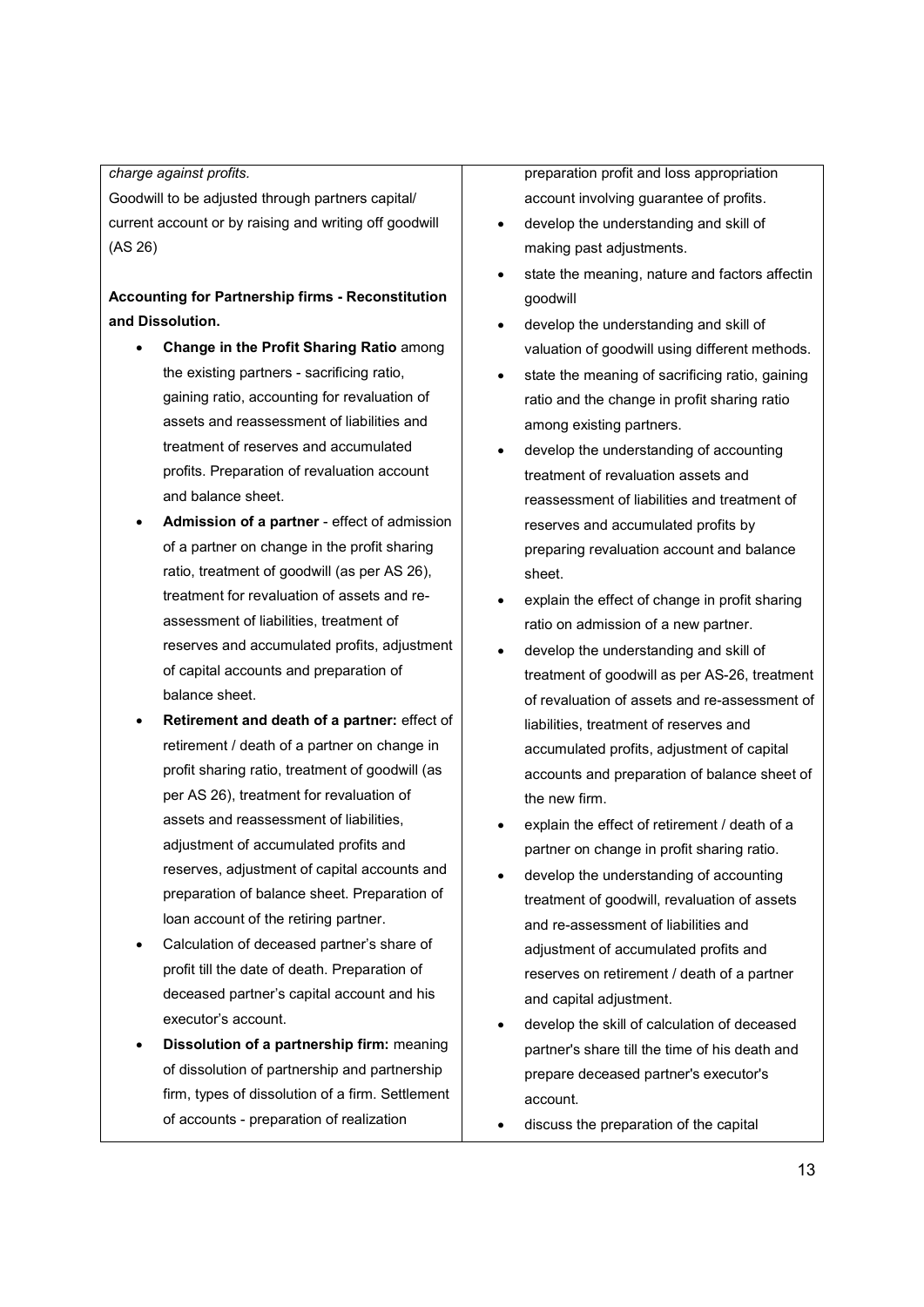| | |
|---|---|
| *charge against profits.*<br>Goodwill to be adjusted through partners capital/ current account or by raising and writing off goodwill (AS 26)<br><br>**Accounting for Partnership firms - Reconstitution and Dissolution.**<br>• **Change in the Profit Sharing Ratio** among the existing partners - sacrificing ratio, gaining ratio, accounting for revaluation of assets and reassessment of liabilities and treatment of reserves and accumulated profits. Preparation of revaluation account and balance sheet.<br>• **Admission of a partner** - effect of admission of a partner on change in the profit sharing ratio, treatment of goodwill (as per AS 26), treatment for revaluation of assets and re-assessment of liabilities, treatment of reserves and accumulated profits, adjustment of capital accounts and preparation of balance sheet.<br>• **Retirement and death of a partner:** effect of retirement / death of a partner on change in profit sharing ratio, treatment of goodwill (as per AS 26), treatment for revaluation of assets and reassessment of liabilities, adjustment of accumulated profits and reserves, adjustment of capital accounts and preparation of balance sheet. Preparation of loan account of the retiring partner.<br>• Calculation of deceased partner's share of profit till the date of death. Preparation of deceased partner's capital account and his executor's account.<br>• **Dissolution of a partnership firm:** meaning of dissolution of partnership and partnership firm, types of dissolution of a firm. Settlement of accounts - preparation of realization | preparation profit and loss appropriation account involving guarantee of profits.<br>• develop the understanding and skill of making past adjustments.<br>• state the meaning, nature and factors affectin goodwill<br>• develop the understanding and skill of valuation of goodwill using different methods.<br>• state the meaning of sacrificing ratio, gaining ratio and the change in profit sharing ratio among existing partners.<br>• develop the understanding of accounting treatment of revaluation assets and reassessment of liabilities and treatment of reserves and accumulated profits by preparing revaluation account and balance sheet.<br>• explain the effect of change in profit sharing ratio on admission of a new partner.<br>• develop the understanding and skill of treatment of goodwill as per AS-26, treatment of revaluation of assets and re-assessment of liabilities, treatment of reserves and accumulated profits, adjustment of capital accounts and preparation of balance sheet of the new firm.<br>• explain the effect of retirement / death of a partner on change in profit sharing ratio.<br>• develop the understanding of accounting treatment of goodwill, revaluation of assets and re-assessment of liabilities and adjustment of accumulated profits and reserves on retirement / death of a partner and capital adjustment.<br>• develop the skill of calculation of deceased partner's share till the time of his death and prepare deceased partner's executor's account.<br>• discuss the preparation of the capital |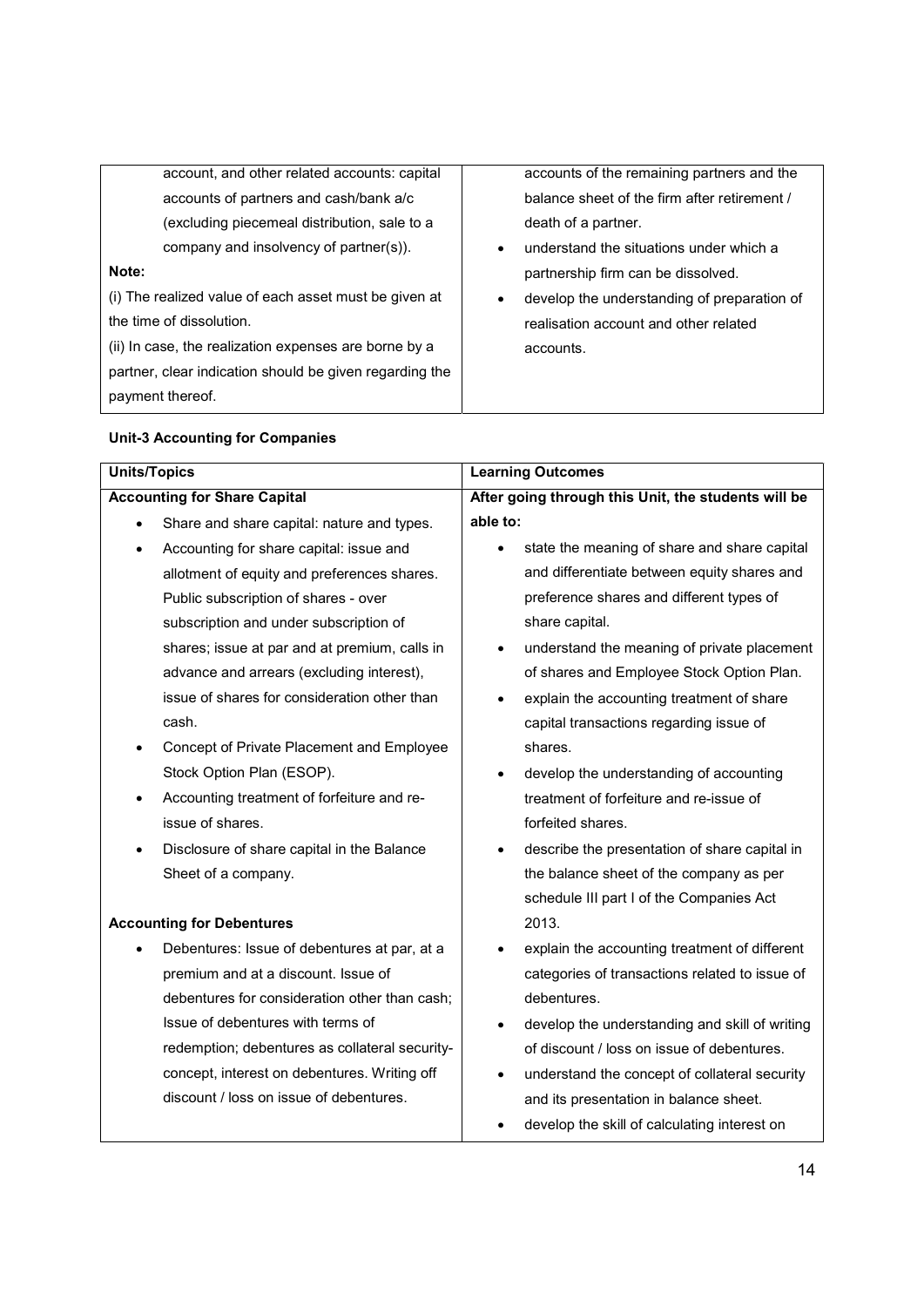| | |
|---|---|
| account, and other related accounts: capital accounts of partners and cash/bank a/c (excluding piecemeal distribution, sale to a company and insolvency of partner(s)).<br><br>**Note:**<br>(i) The realized value of each asset must be given at the time of dissolution.<br>(ii) In case, the realization expenses are borne by a partner, clear indication should be given regarding the payment thereof. | accounts of the remaining partners and the balance sheet of the firm after retirement / death of a partner.<br>• understand the situations under which a partnership firm can be dissolved.<br>• develop the understanding of preparation of realisation account and other related accounts. |

**Unit-3 Accounting for Companies**

| Units/Topics | Learning Outcomes |
|---|---|
| **Accounting for Share Capital**<br>• Share and share capital: nature and types.<br>• Accounting for share capital: issue and allotment of equity and preferences shares. Public subscription of shares - over subscription and under subscription of shares; issue at par and at premium, calls in advance and arrears (excluding interest), issue of shares for consideration other than cash.<br>• Concept of Private Placement and Employee Stock Option Plan (ESOP).<br>• Accounting treatment of forfeiture and re-issue of shares.<br>• Disclosure of share capital in the Balance Sheet of a company.<br><br>**Accounting for Debentures**<br>• Debentures: Issue of debentures at par, at a premium and at a discount. Issue of debentures for consideration other than cash; Issue of debentures with terms of redemption; debentures as collateral security-concept, interest on debentures. Writing off discount / loss on issue of debentures. | **After going through this Unit, the students will be able to:**<br>• state the meaning of share and share capital and differentiate between equity shares and preference shares and different types of share capital.<br>• understand the meaning of private placement of shares and Employee Stock Option Plan.<br>• explain the accounting treatment of share capital transactions regarding issue of shares.<br>• develop the understanding of accounting treatment of forfeiture and re-issue of forfeited shares.<br>• describe the presentation of share capital in the balance sheet of the company as per schedule III part I of the Companies Act 2013.<br>• explain the accounting treatment of different categories of transactions related to issue of debentures.<br>• develop the understanding and skill of writing of discount / loss on issue of debentures.<br>• understand the concept of collateral security and its presentation in balance sheet.<br>• develop the skill of calculating interest on |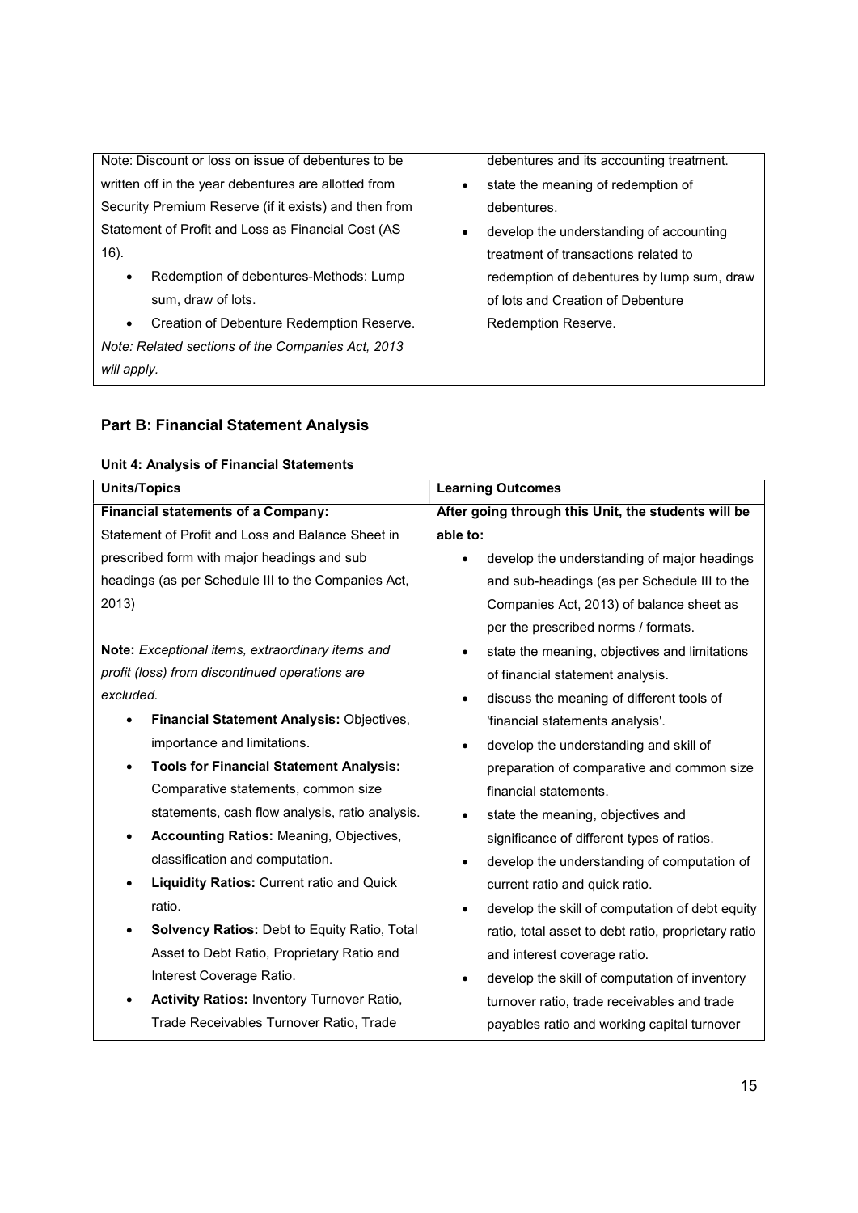| | |
|---|---|
| Note: Discount or loss on issue of debentures to be written off in the year debentures are allotted from Security Premium Reserve (if it exists) and then from Statement of Profit and Loss as Financial Cost (AS 16).<br>• Redemption of debentures-Methods: Lump sum, draw of lots.<br>• Creation of Debenture Redemption Reserve.<br>*Note: Related sections of the Companies Act, 2013 will apply.* | debentures and its accounting treatment.<br>• state the meaning of redemption of debentures.<br>• develop the understanding of accounting treatment of transactions related to redemption of debentures by lump sum, draw of lots and Creation of Debenture Redemption Reserve. |

## Part B: Financial Statement Analysis

### Unit 4: Analysis of Financial Statements

| Units/Topics | Learning Outcomes |
|---|---|
| **Financial statements of a Company:**<br>Statement of Profit and Loss and Balance Sheet in prescribed form with major headings and sub headings (as per Schedule III to the Companies Act, 2013)<br><br>**Note:** *Exceptional items, extraordinary items and profit (loss) from discontinued operations are excluded.*<br>• **Financial Statement Analysis:** Objectives, importance and limitations.<br>• **Tools for Financial Statement Analysis:** Comparative statements, common size statements, cash flow analysis, ratio analysis.<br>• **Accounting Ratios:** Meaning, Objectives, classification and computation.<br>• **Liquidity Ratios:** Current ratio and Quick ratio.<br>• **Solvency Ratios:** Debt to Equity Ratio, Total Asset to Debt Ratio, Proprietary Ratio and Interest Coverage Ratio.<br>• **Activity Ratios:** Inventory Turnover Ratio, Trade Receivables Turnover Ratio, Trade | **After going through this Unit, the students will be able to:**<br>• develop the understanding of major headings and sub-headings (as per Schedule III to the Companies Act, 2013) of balance sheet as per the prescribed norms / formats.<br>• state the meaning, objectives and limitations of financial statement analysis.<br>• discuss the meaning of different tools of 'financial statements analysis'.<br>• develop the understanding and skill of preparation of comparative and common size financial statements.<br>• state the meaning, objectives and significance of different types of ratios.<br>• develop the understanding of computation of current ratio and quick ratio.<br>• develop the skill of computation of debt equity ratio, total asset to debt ratio, proprietary ratio and interest coverage ratio.<br>• develop the skill of computation of inventory turnover ratio, trade receivables and trade payables ratio and working capital turnover |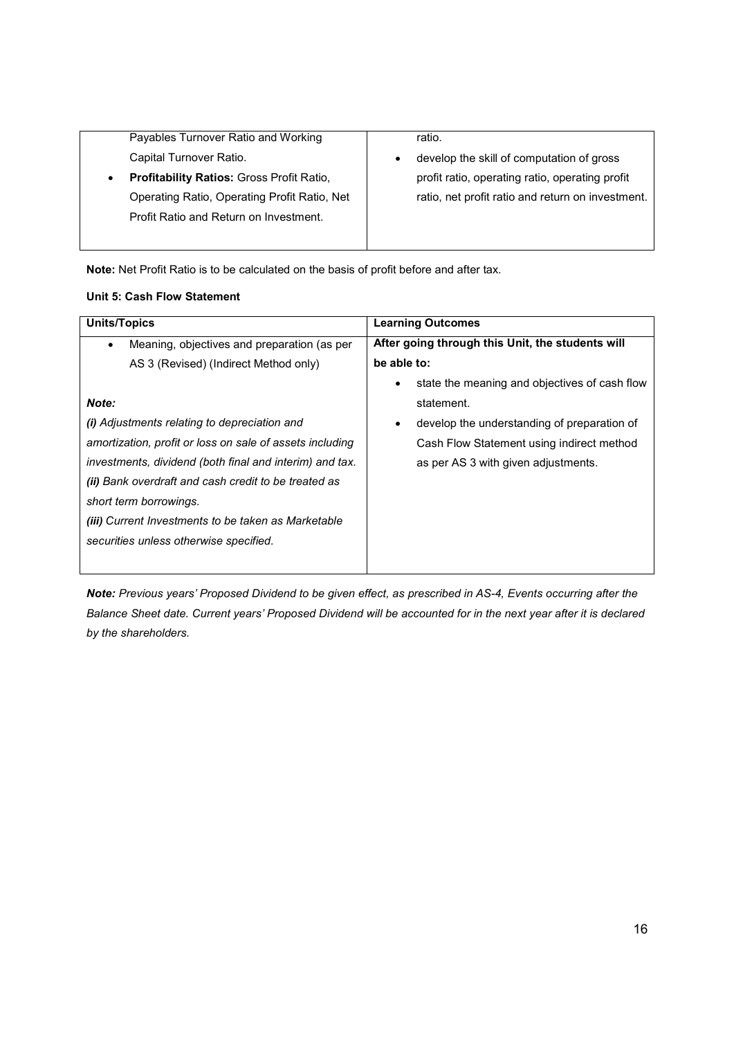| | |
|---|---|
| Payables Turnover Ratio and Working Capital Turnover Ratio.<br>• **Profitability Ratios:** Gross Profit Ratio, Operating Ratio, Operating Profit Ratio, Net Profit Ratio and Return on Investment. | ratio.<br>• develop the skill of computation of gross profit ratio, operating ratio, operating profit ratio, net profit ratio and return on investment. |

**Note:** Net Profit Ratio is to be calculated on the basis of profit before and after tax.

**Unit 5: Cash Flow Statement**

| Units/Topics | Learning Outcomes |
|---|---|
| • Meaning, objectives and preparation (as per AS 3 (Revised) (Indirect Method only)<br><br>***Note:***<br>***(i)*** *Adjustments relating to depreciation and amortization, profit or loss on sale of assets including investments, dividend (both final and interim) and tax.*<br>***(ii)*** *Bank overdraft and cash credit to be treated as short term borrowings.*<br>***(iii)*** *Current Investments to be taken as Marketable securities unless otherwise specified.* | **After going through this Unit, the students will be able to:**<br>• state the meaning and objectives of cash flow statement.<br>• develop the understanding of preparation of Cash Flow Statement using indirect method as per AS 3 with given adjustments. |

***Note:*** *Previous years' Proposed Dividend to be given effect, as prescribed in AS-4, Events occurring after the Balance Sheet date. Current years' Proposed Dividend will be accounted for in the next year after it is declared by the shareholders.*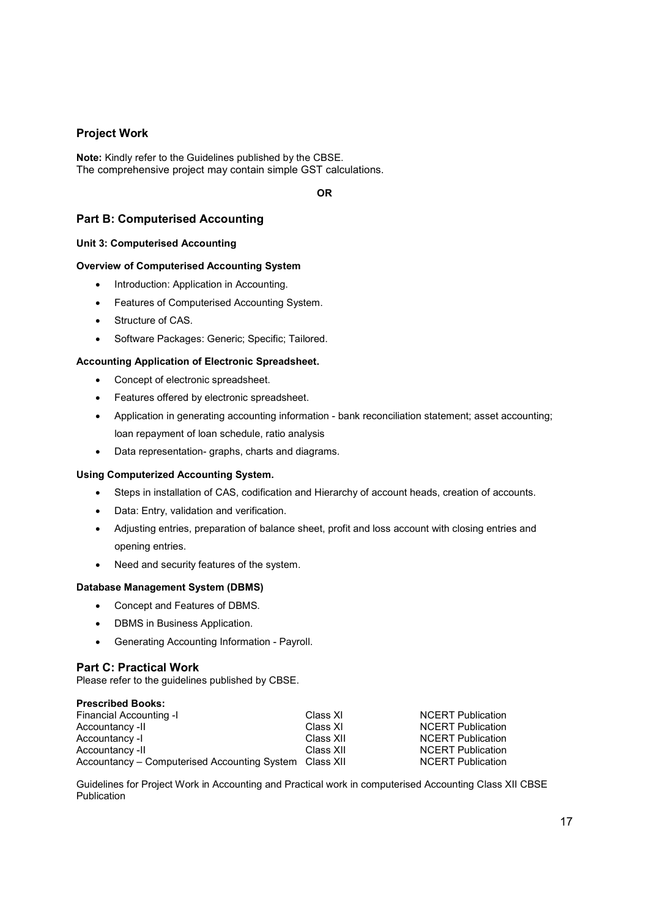## Project Work

**Note:** Kindly refer to the Guidelines published by the CBSE.
The comprehensive project may contain simple GST calculations.

**OR**

## Part B: Computerised Accounting

**Unit 3: Computerised Accounting**

**Overview of Computerised Accounting System**

- Introduction: Application in Accounting.
- Features of Computerised Accounting System.
- Structure of CAS.
- Software Packages: Generic; Specific; Tailored.

**Accounting Application of Electronic Spreadsheet.**

- Concept of electronic spreadsheet.
- Features offered by electronic spreadsheet.
- Application in generating accounting information - bank reconciliation statement; asset accounting; loan repayment of loan schedule, ratio analysis
- Data representation- graphs, charts and diagrams.

**Using Computerized Accounting System.**

- Steps in installation of CAS, codification and Hierarchy of account heads, creation of accounts.
- Data: Entry, validation and verification.
- Adjusting entries, preparation of balance sheet, profit and loss account with closing entries and opening entries.
- Need and security features of the system.

**Database Management System (DBMS)**

- Concept and Features of DBMS.
- DBMS in Business Application.
- Generating Accounting Information - Payroll.

## Part C: Practical Work

Please refer to the guidelines published by CBSE.

**Prescribed Books:**

| | | |
|---|---|---|
| Financial Accounting -I | Class XI | NCERT Publication |
| Accountancy -II | Class XI | NCERT Publication |
| Accountancy -I | Class XII | NCERT Publication |
| Accountancy -II | Class XII | NCERT Publication |
| Accountancy – Computerised Accounting System | Class XII | NCERT Publication |

Guidelines for Project Work in Accounting and Practical work in computerised Accounting Class XII CBSE Publication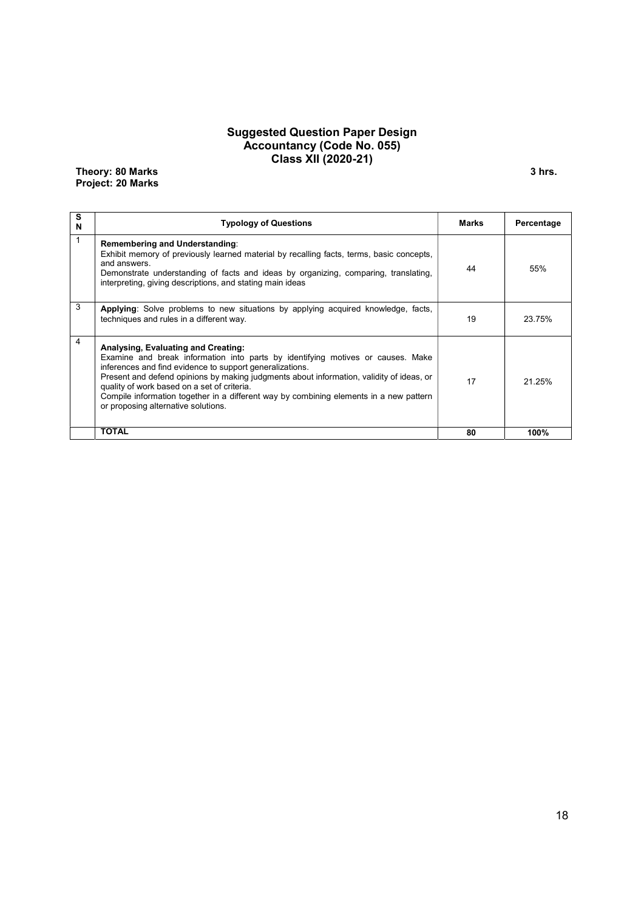## Suggested Question Paper Design
## Accountancy (Code No. 055)
## Class XII (2020-21)

**Theory: 80 Marks** **3 hrs.**
**Project: 20 Marks**

| S N | Typology of Questions | Marks | Percentage |
|---|---|---|---|
| 1 | **Remembering and Understanding**: Exhibit memory of previously learned material by recalling facts, terms, basic concepts, and answers. Demonstrate understanding of facts and ideas by organizing, comparing, translating, interpreting, giving descriptions, and stating main ideas | 44 | 55% |
| 3 | **Applying**: Solve problems to new situations by applying acquired knowledge, facts, techniques and rules in a different way. | 19 | 23.75% |
| 4 | **Analysing, Evaluating and Creating:** Examine and break information into parts by identifying motives or causes. Make inferences and find evidence to support generalizations. Present and defend opinions by making judgments about information, validity of ideas, or quality of work based on a set of criteria. Compile information together in a different way by combining elements in a new pattern or proposing alternative solutions. | 17 | 21.25% |
| | **TOTAL** | **80** | **100%** |